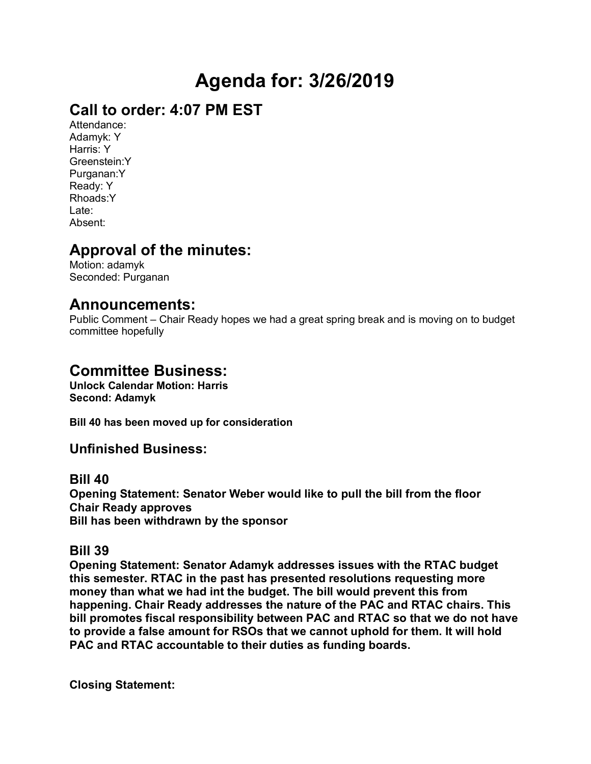# Agenda for: 3/26/2019

## Call to order: 4:07 PM EST

Attendance:
Adamyk: Y
Harris: Y
Greenstein:Y
Purganan:Y
Ready: Y
Rhoads:Y
Late:
Absent:

## Approval of the minutes:

Motion: adamyk
Seconded: Purganan

## Announcements:

Public Comment – Chair Ready hopes we had a great spring break and is moving on to budget committee hopefully

## Committee Business:

**Unlock Calendar Motion: Harris**
**Second: Adamyk**

**Bill 40 has been moved up for consideration**

### Unfinished Business:

### Bill 40

**Opening Statement: Senator Weber would like to pull the bill from the floor**
**Chair Ready approves**
**Bill has been withdrawn by the sponsor**

### Bill 39

**Opening Statement: Senator Adamyk addresses issues with the RTAC budget this semester. RTAC in the past has presented resolutions requesting more money than what we had int the budget. The bill would prevent this from happening. Chair Ready addresses the nature of the PAC and RTAC chairs. This bill promotes fiscal responsibility between PAC and RTAC so that we do not have to provide a false amount for RSOs that we cannot uphold for them. It will hold PAC and RTAC accountable to their duties as funding boards.**

**Closing Statement:**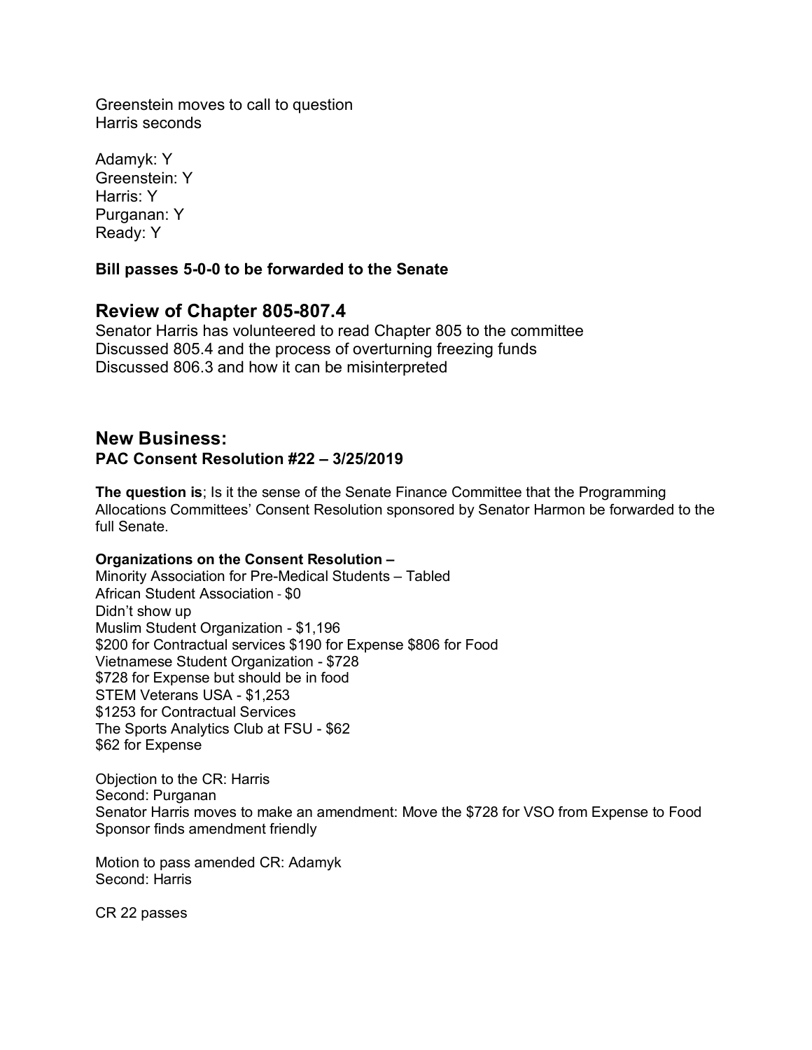Greenstein moves to call to question
Harris seconds

Adamyk: Y
Greenstein: Y
Harris: Y
Purganan: Y
Ready: Y

**Bill passes 5-0-0 to be forwarded to the Senate**

## Review of Chapter 805-807.4

Senator Harris has volunteered to read Chapter 805 to the committee
Discussed 805.4 and the process of overturning freezing funds
Discussed 806.3 and how it can be misinterpreted

## New Business:

**PAC Consent Resolution #22 – 3/25/2019**

**The question is**; Is it the sense of the Senate Finance Committee that the Programming Allocations Committees' Consent Resolution sponsored by Senator Harmon be forwarded to the full Senate.

**Organizations on the Consent Resolution –**
Minority Association for Pre-Medical Students – Tabled
African Student Association - $0
Didn't show up
Muslim Student Organization - $1,196
$200 for Contractual services $190 for Expense $806 for Food
Vietnamese Student Organization - $728
$728 for Expense but should be in food
STEM Veterans USA - $1,253
$1253 for Contractual Services
The Sports Analytics Club at FSU - $62
$62 for Expense

Objection to the CR: Harris
Second: Purganan
Senator Harris moves to make an amendment: Move the $728 for VSO from Expense to Food
Sponsor finds amendment friendly

Motion to pass amended CR: Adamyk
Second: Harris

CR 22 passes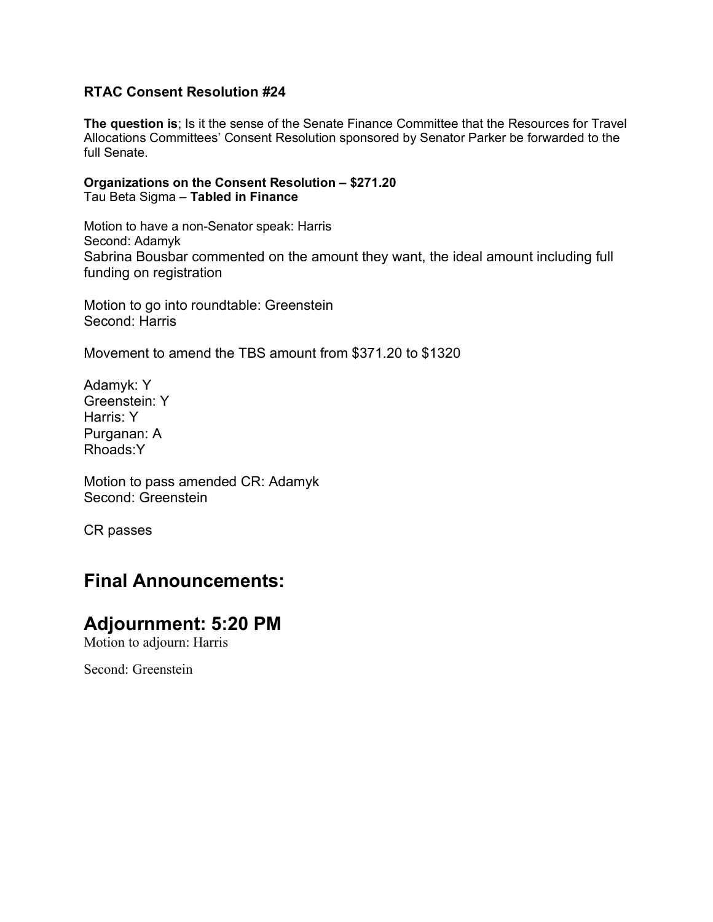**RTAC Consent Resolution #24**

**The question is**; Is it the sense of the Senate Finance Committee that the Resources for Travel Allocations Committees' Consent Resolution sponsored by Senator Parker be forwarded to the full Senate.

**Organizations on the Consent Resolution – $271.20**
Tau Beta Sigma – **Tabled in Finance**

Motion to have a non-Senator speak: Harris
Second: Adamyk
Sabrina Bousbar commented on the amount they want, the ideal amount including full funding on registration

Motion to go into roundtable: Greenstein
Second: Harris

Movement to amend the TBS amount from $371.20 to $1320

Adamyk: Y
Greenstein: Y
Harris: Y
Purganan: A
Rhoads:Y

Motion to pass amended CR: Adamyk
Second: Greenstein

CR passes

## Final Announcements:

## Adjournment: 5:20 PM

Motion to adjourn: Harris

Second: Greenstein